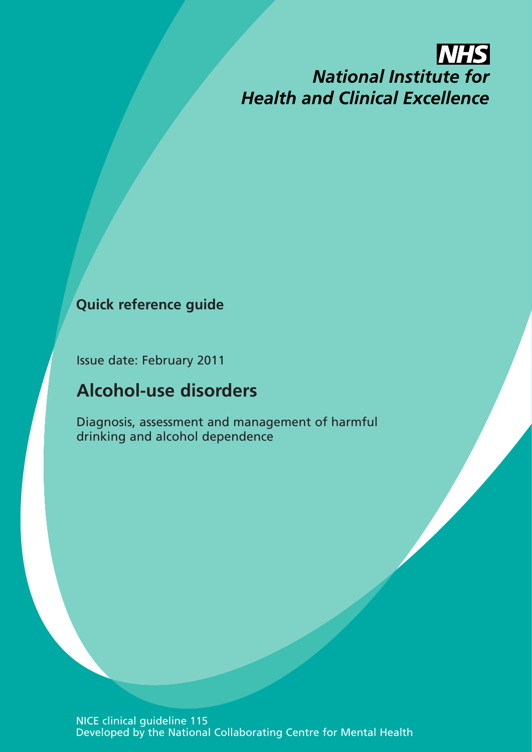**NHS**

*National Institute for Health and Clinical Excellence*

**Quick reference guide**

Issue date: February 2011

# Alcohol-use disorders

Diagnosis, assessment and management of harmful drinking and alcohol dependence

NICE clinical guideline 115
Developed by the National Collaborating Centre for Mental Health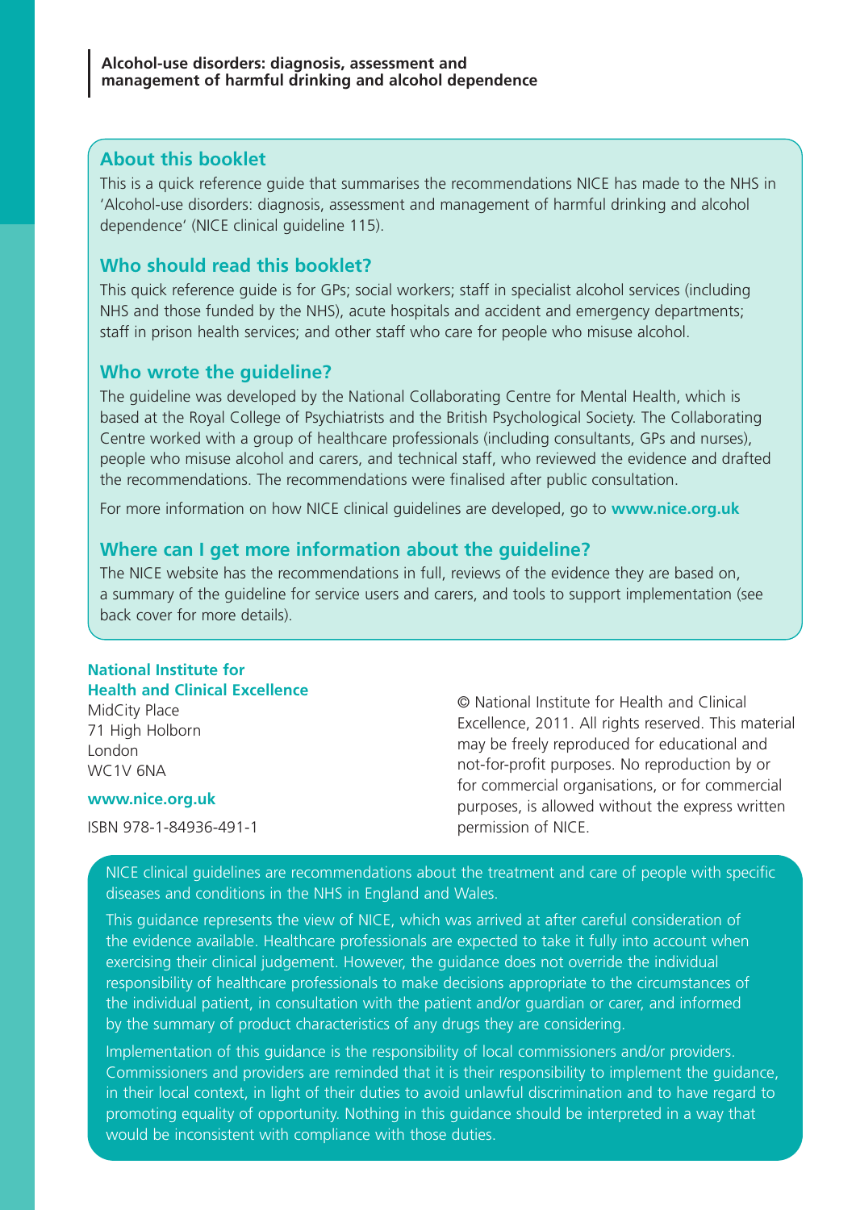## About this booklet

This is a quick reference guide that summarises the recommendations NICE has made to the NHS in 'Alcohol-use disorders: diagnosis, assessment and management of harmful drinking and alcohol dependence' (NICE clinical guideline 115).

## Who should read this booklet?

This quick reference guide is for GPs; social workers; staff in specialist alcohol services (including NHS and those funded by the NHS), acute hospitals and accident and emergency departments; staff in prison health services; and other staff who care for people who misuse alcohol.

## Who wrote the guideline?

The guideline was developed by the National Collaborating Centre for Mental Health, which is based at the Royal College of Psychiatrists and the British Psychological Society. The Collaborating Centre worked with a group of healthcare professionals (including consultants, GPs and nurses), people who misuse alcohol and carers, and technical staff, who reviewed the evidence and drafted the recommendations. The recommendations were finalised after public consultation.

For more information on how NICE clinical guidelines are developed, go to **www.nice.org.uk**

## Where can I get more information about the guideline?

The NICE website has the recommendations in full, reviews of the evidence they are based on, a summary of the guideline for service users and carers, and tools to support implementation (see back cover for more details).

**National Institute for Health and Clinical Excellence**
MidCity Place
71 High Holborn
London
WC1V 6NA

**www.nice.org.uk**

ISBN 978-1-84936-491-1

© National Institute for Health and Clinical Excellence, 2011. All rights reserved. This material may be freely reproduced for educational and not-for-profit purposes. No reproduction by or for commercial organisations, or for commercial purposes, is allowed without the express written permission of NICE.

NICE clinical guidelines are recommendations about the treatment and care of people with specific diseases and conditions in the NHS in England and Wales.

This guidance represents the view of NICE, which was arrived at after careful consideration of the evidence available. Healthcare professionals are expected to take it fully into account when exercising their clinical judgement. However, the guidance does not override the individual responsibility of healthcare professionals to make decisions appropriate to the circumstances of the individual patient, in consultation with the patient and/or guardian or carer, and informed by the summary of product characteristics of any drugs they are considering.

Implementation of this guidance is the responsibility of local commissioners and/or providers. Commissioners and providers are reminded that it is their responsibility to implement the guidance, in their local context, in light of their duties to avoid unlawful discrimination and to have regard to promoting equality of opportunity. Nothing in this guidance should be interpreted in a way that would be inconsistent with compliance with those duties.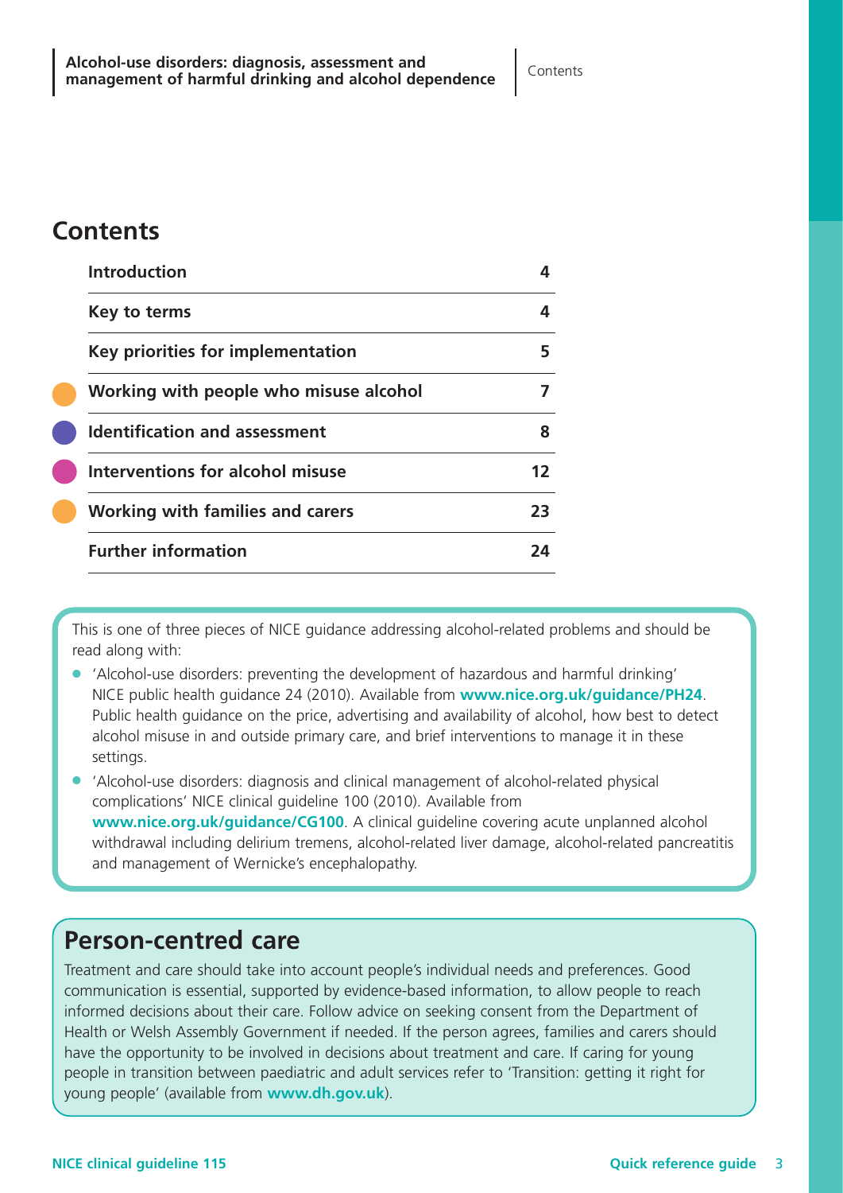## Contents

| | |
|---|---|
| **Introduction** | **4** |
| **Key to terms** | **4** |
| **Key priorities for implementation** | **5** |
| **Working with people who misuse alcohol** | **7** |
| **Identification and assessment** | **8** |
| **Interventions for alcohol misuse** | **12** |
| **Working with families and carers** | **23** |
| **Further information** | **24** |

This is one of three pieces of NICE guidance addressing alcohol-related problems and should be read along with:

- 'Alcohol-use disorders: preventing the development of hazardous and harmful drinking' NICE public health guidance 24 (2010). Available from **www.nice.org.uk/guidance/PH24**. Public health guidance on the price, advertising and availability of alcohol, how best to detect alcohol misuse in and outside primary care, and brief interventions to manage it in these settings.
- 'Alcohol-use disorders: diagnosis and clinical management of alcohol-related physical complications' NICE clinical guideline 100 (2010). Available from **www.nice.org.uk/guidance/CG100**. A clinical guideline covering acute unplanned alcohol withdrawal including delirium tremens, alcohol-related liver damage, alcohol-related pancreatitis and management of Wernicke's encephalopathy.

## Person-centred care

Treatment and care should take into account people's individual needs and preferences. Good communication is essential, supported by evidence-based information, to allow people to reach informed decisions about their care. Follow advice on seeking consent from the Department of Health or Welsh Assembly Government if needed. If the person agrees, families and carers should have the opportunity to be involved in decisions about treatment and care. If caring for young people in transition between paediatric and adult services refer to 'Transition: getting it right for young people' (available from **www.dh.gov.uk**).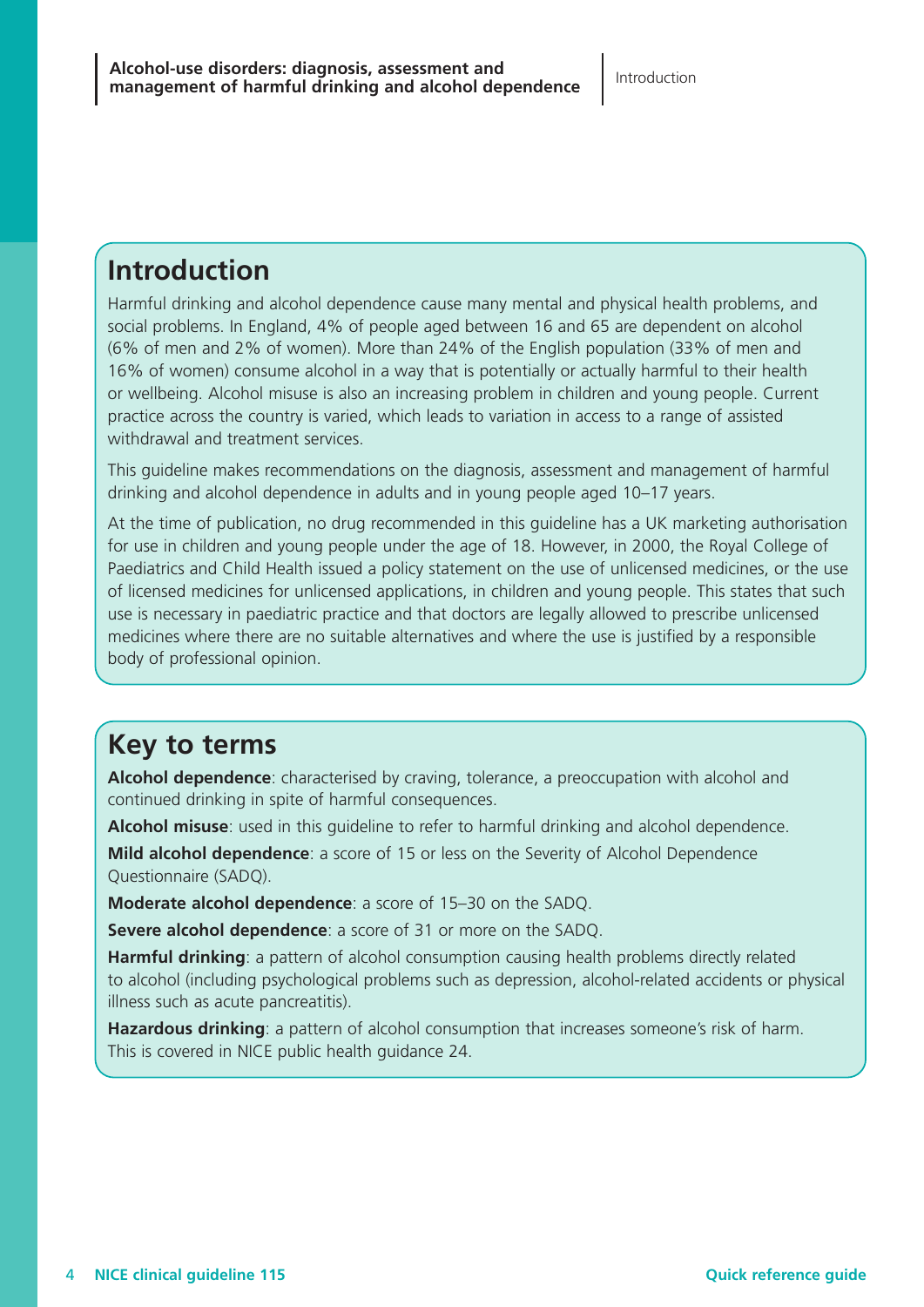## Introduction

Harmful drinking and alcohol dependence cause many mental and physical health problems, and social problems. In England, 4% of people aged between 16 and 65 are dependent on alcohol (6% of men and 2% of women). More than 24% of the English population (33% of men and 16% of women) consume alcohol in a way that is potentially or actually harmful to their health or wellbeing. Alcohol misuse is also an increasing problem in children and young people. Current practice across the country is varied, which leads to variation in access to a range of assisted withdrawal and treatment services.

This guideline makes recommendations on the diagnosis, assessment and management of harmful drinking and alcohol dependence in adults and in young people aged 10–17 years.

At the time of publication, no drug recommended in this guideline has a UK marketing authorisation for use in children and young people under the age of 18. However, in 2000, the Royal College of Paediatrics and Child Health issued a policy statement on the use of unlicensed medicines, or the use of licensed medicines for unlicensed applications, in children and young people. This states that such use is necessary in paediatric practice and that doctors are legally allowed to prescribe unlicensed medicines where there are no suitable alternatives and where the use is justified by a responsible body of professional opinion.

## Key to terms

**Alcohol dependence**: characterised by craving, tolerance, a preoccupation with alcohol and continued drinking in spite of harmful consequences.

**Alcohol misuse**: used in this guideline to refer to harmful drinking and alcohol dependence.

**Mild alcohol dependence**: a score of 15 or less on the Severity of Alcohol Dependence Questionnaire (SADQ).

**Moderate alcohol dependence**: a score of 15–30 on the SADQ.

**Severe alcohol dependence**: a score of 31 or more on the SADQ.

**Harmful drinking**: a pattern of alcohol consumption causing health problems directly related to alcohol (including psychological problems such as depression, alcohol-related accidents or physical illness such as acute pancreatitis).

**Hazardous drinking**: a pattern of alcohol consumption that increases someone's risk of harm. This is covered in NICE public health guidance 24.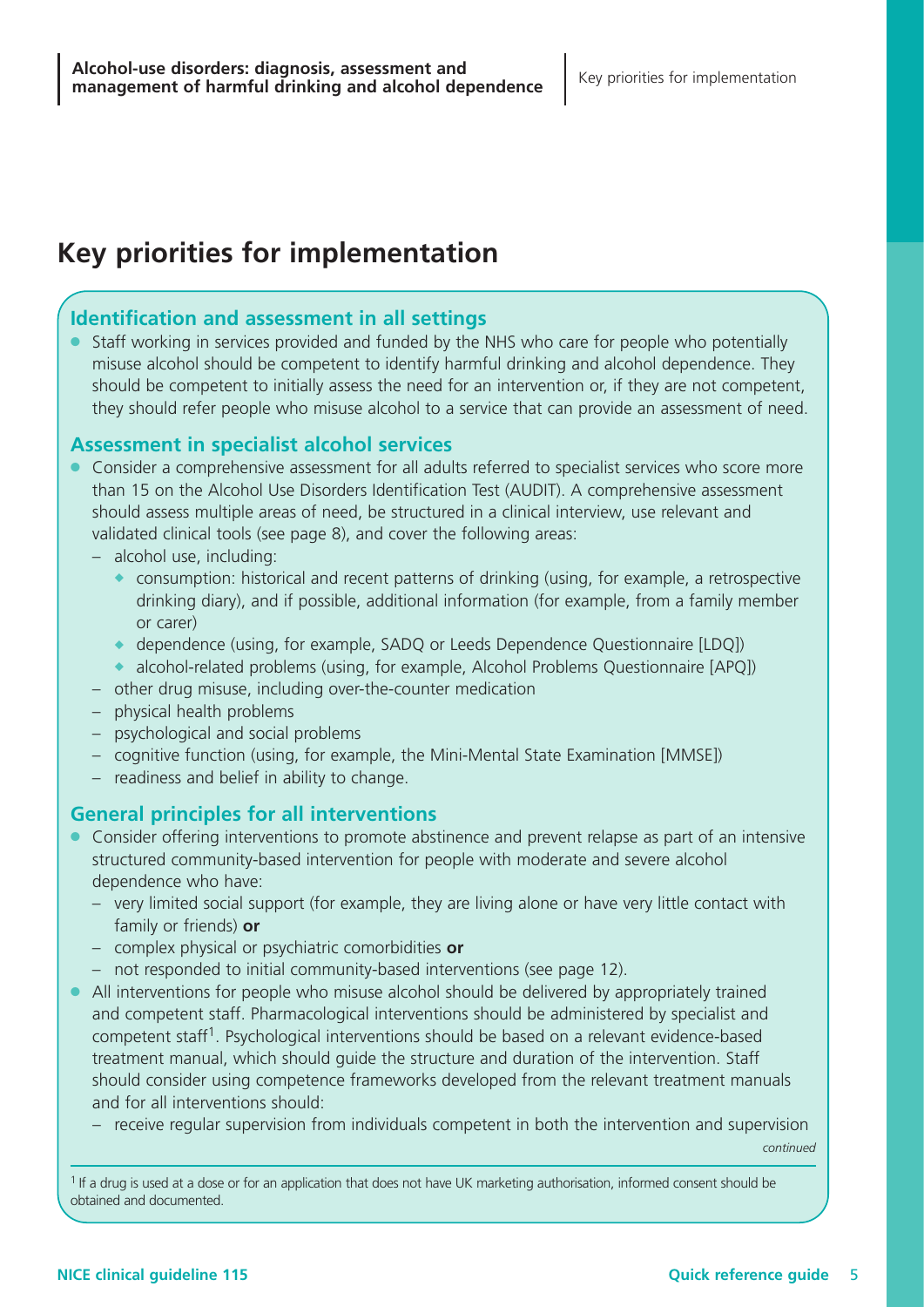# Key priorities for implementation

### Identification and assessment in all settings

- Staff working in services provided and funded by the NHS who care for people who potentially misuse alcohol should be competent to identify harmful drinking and alcohol dependence. They should be competent to initially assess the need for an intervention or, if they are not competent, they should refer people who misuse alcohol to a service that can provide an assessment of need.

### Assessment in specialist alcohol services

- Consider a comprehensive assessment for all adults referred to specialist services who score more than 15 on the Alcohol Use Disorders Identification Test (AUDIT). A comprehensive assessment should assess multiple areas of need, be structured in a clinical interview, use relevant and validated clinical tools (see page 8), and cover the following areas:
  - alcohol use, including:
    - consumption: historical and recent patterns of drinking (using, for example, a retrospective drinking diary), and if possible, additional information (for example, from a family member or carer)
    - dependence (using, for example, SADQ or Leeds Dependence Questionnaire [LDQ])
    - alcohol-related problems (using, for example, Alcohol Problems Questionnaire [APQ])
  - other drug misuse, including over-the-counter medication
  - physical health problems
  - psychological and social problems
  - cognitive function (using, for example, the Mini-Mental State Examination [MMSE])
  - readiness and belief in ability to change.

### General principles for all interventions

- Consider offering interventions to promote abstinence and prevent relapse as part of an intensive structured community-based intervention for people with moderate and severe alcohol dependence who have:
  - very limited social support (for example, they are living alone or have very little contact with family or friends) **or**
  - complex physical or psychiatric comorbidities **or**
  - not responded to initial community-based interventions (see page 12).
- All interventions for people who misuse alcohol should be delivered by appropriately trained and competent staff. Pharmacological interventions should be administered by specialist and competent staff[1]. Psychological interventions should be based on a relevant evidence-based treatment manual, which should guide the structure and duration of the intervention. Staff should consider using competence frameworks developed from the relevant treatment manuals and for all interventions should:
  - receive regular supervision from individuals competent in both the intervention and supervision

*continued*

[1] If a drug is used at a dose or for an application that does not have UK marketing authorisation, informed consent should be obtained and documented.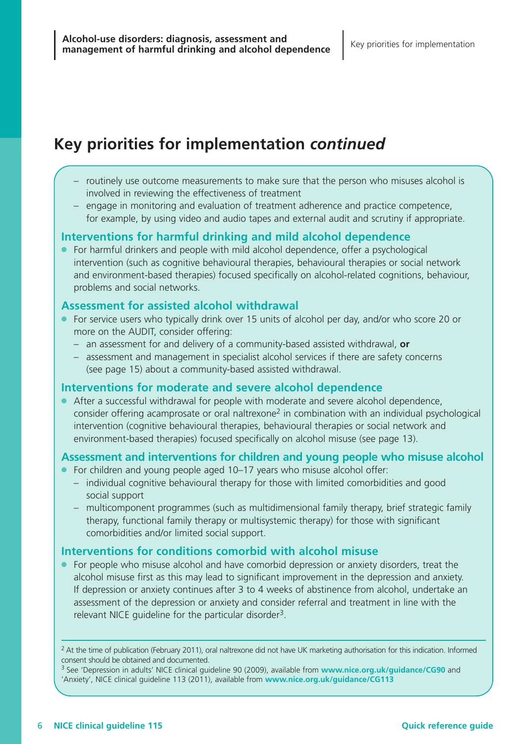## Key priorities for implementation *continued*

- routinely use outcome measurements to make sure that the person who misuses alcohol is involved in reviewing the effectiveness of treatment
- engage in monitoring and evaluation of treatment adherence and practice competence, for example, by using video and audio tapes and external audit and scrutiny if appropriate.

### Interventions for harmful drinking and mild alcohol dependence

- For harmful drinkers and people with mild alcohol dependence, offer a psychological intervention (such as cognitive behavioural therapies, behavioural therapies or social network and environment-based therapies) focused specifically on alcohol-related cognitions, behaviour, problems and social networks.

### Assessment for assisted alcohol withdrawal

- For service users who typically drink over 15 units of alcohol per day, and/or who score 20 or more on the AUDIT, consider offering:
  - an assessment for and delivery of a community-based assisted withdrawal, **or**
  - assessment and management in specialist alcohol services if there are safety concerns (see page 15) about a community-based assisted withdrawal.

### Interventions for moderate and severe alcohol dependence

- After a successful withdrawal for people with moderate and severe alcohol dependence, consider offering acamprosate or oral naltrexone[2] in combination with an individual psychological intervention (cognitive behavioural therapies, behavioural therapies or social network and environment-based therapies) focused specifically on alcohol misuse (see page 13).

### Assessment and interventions for children and young people who misuse alcohol

- For children and young people aged 10–17 years who misuse alcohol offer:
  - individual cognitive behavioural therapy for those with limited comorbidities and good social support
  - multicomponent programmes (such as multidimensional family therapy, brief strategic family therapy, functional family therapy or multisystemic therapy) for those with significant comorbidities and/or limited social support.

### Interventions for conditions comorbid with alcohol misuse

- For people who misuse alcohol and have comorbid depression or anxiety disorders, treat the alcohol misuse first as this may lead to significant improvement in the depression and anxiety. If depression or anxiety continues after 3 to 4 weeks of abstinence from alcohol, undertake an assessment of the depression or anxiety and consider referral and treatment in line with the relevant NICE guideline for the particular disorder[3].

---

[2] At the time of publication (February 2011), oral naltrexone did not have UK marketing authorisation for this indication. Informed consent should be obtained and documented.

[3] See 'Depression in adults' NICE clinical guideline 90 (2009), available from **www.nice.org.uk/guidance/CG90** and 'Anxiety', NICE clinical guideline 113 (2011), available from **www.nice.org.uk/guidance/CG113**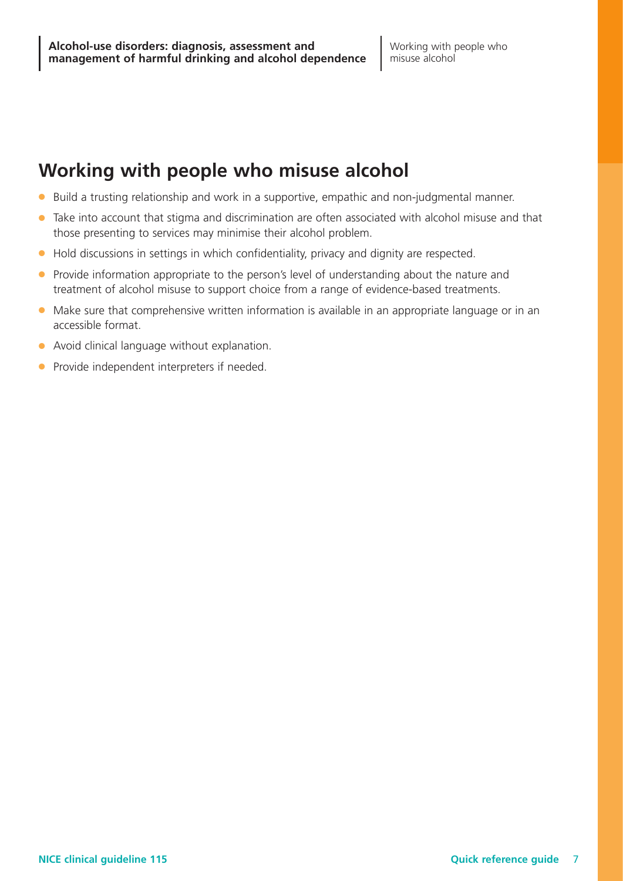## Working with people who misuse alcohol

- Build a trusting relationship and work in a supportive, empathic and non-judgmental manner.
- Take into account that stigma and discrimination are often associated with alcohol misuse and that those presenting to services may minimise their alcohol problem.
- Hold discussions in settings in which confidentiality, privacy and dignity are respected.
- Provide information appropriate to the person's level of understanding about the nature and treatment of alcohol misuse to support choice from a range of evidence-based treatments.
- Make sure that comprehensive written information is available in an appropriate language or in an accessible format.
- Avoid clinical language without explanation.
- Provide independent interpreters if needed.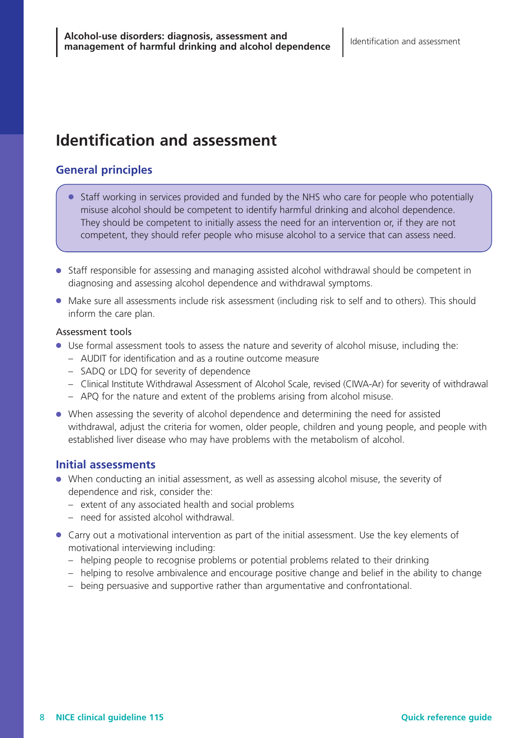# Identification and assessment

## General principles

- Staff working in services provided and funded by the NHS who care for people who potentially misuse alcohol should be competent to identify harmful drinking and alcohol dependence. They should be competent to initially assess the need for an intervention or, if they are not competent, they should refer people who misuse alcohol to a service that can assess need.

- Staff responsible for assessing and managing assisted alcohol withdrawal should be competent in diagnosing and assessing alcohol dependence and withdrawal symptoms.
- Make sure all assessments include risk assessment (including risk to self and to others). This should inform the care plan.

Assessment tools

- Use formal assessment tools to assess the nature and severity of alcohol misuse, including the:
  - AUDIT for identification and as a routine outcome measure
  - SADQ or LDQ for severity of dependence
  - Clinical Institute Withdrawal Assessment of Alcohol Scale, revised (CIWA-Ar) for severity of withdrawal
  - APQ for the nature and extent of the problems arising from alcohol misuse.
- When assessing the severity of alcohol dependence and determining the need for assisted withdrawal, adjust the criteria for women, older people, children and young people, and people with established liver disease who may have problems with the metabolism of alcohol.

## Initial assessments

- When conducting an initial assessment, as well as assessing alcohol misuse, the severity of dependence and risk, consider the:
  - extent of any associated health and social problems
  - need for assisted alcohol withdrawal.
- Carry out a motivational intervention as part of the initial assessment. Use the key elements of motivational interviewing including:
  - helping people to recognise problems or potential problems related to their drinking
  - helping to resolve ambivalence and encourage positive change and belief in the ability to change
  - being persuasive and supportive rather than argumentative and confrontational.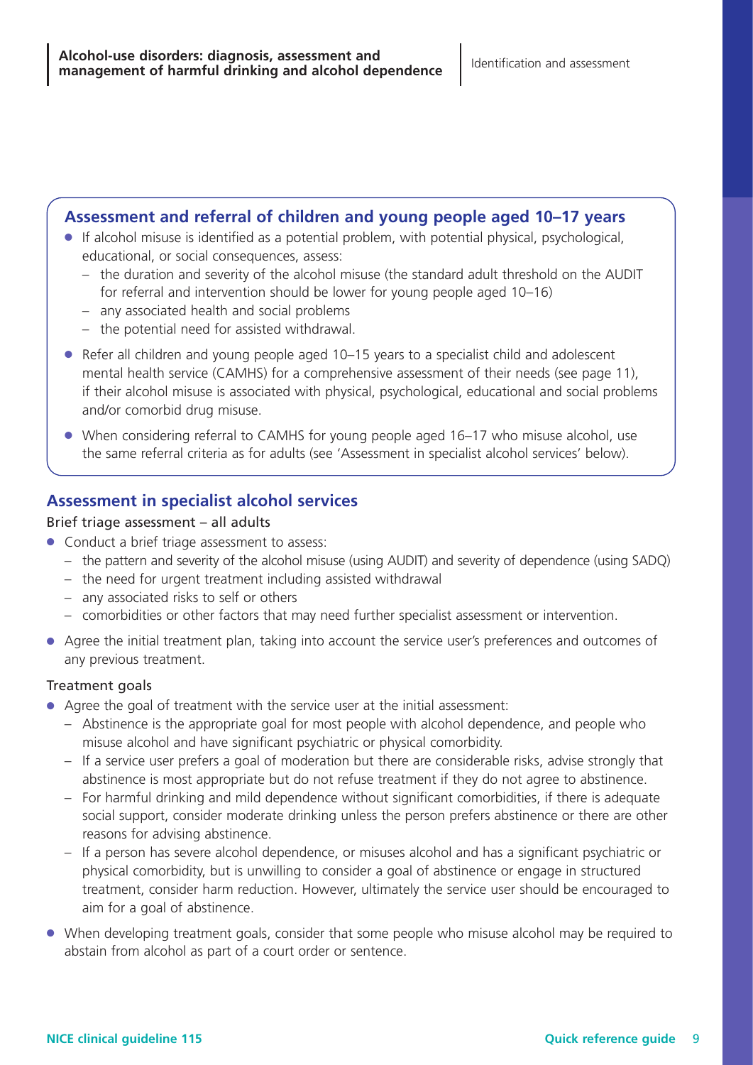## Assessment and referral of children and young people aged 10–17 years

- If alcohol misuse is identified as a potential problem, with potential physical, psychological, educational, or social consequences, assess:
  - the duration and severity of the alcohol misuse (the standard adult threshold on the AUDIT for referral and intervention should be lower for young people aged 10–16)
  - any associated health and social problems
  - the potential need for assisted withdrawal.
- Refer all children and young people aged 10–15 years to a specialist child and adolescent mental health service (CAMHS) for a comprehensive assessment of their needs (see page 11), if their alcohol misuse is associated with physical, psychological, educational and social problems and/or comorbid drug misuse.
- When considering referral to CAMHS for young people aged 16–17 who misuse alcohol, use the same referral criteria as for adults (see 'Assessment in specialist alcohol services' below).

## Assessment in specialist alcohol services

### Brief triage assessment – all adults

- Conduct a brief triage assessment to assess:
  - the pattern and severity of the alcohol misuse (using AUDIT) and severity of dependence (using SADQ)
  - the need for urgent treatment including assisted withdrawal
  - any associated risks to self or others
  - comorbidities or other factors that may need further specialist assessment or intervention.
- Agree the initial treatment plan, taking into account the service user's preferences and outcomes of any previous treatment.

### Treatment goals

- Agree the goal of treatment with the service user at the initial assessment:
  - Abstinence is the appropriate goal for most people with alcohol dependence, and people who misuse alcohol and have significant psychiatric or physical comorbidity.
  - If a service user prefers a goal of moderation but there are considerable risks, advise strongly that abstinence is most appropriate but do not refuse treatment if they do not agree to abstinence.
  - For harmful drinking and mild dependence without significant comorbidities, if there is adequate social support, consider moderate drinking unless the person prefers abstinence or there are other reasons for advising abstinence.
  - If a person has severe alcohol dependence, or misuses alcohol and has a significant psychiatric or physical comorbidity, but is unwilling to consider a goal of abstinence or engage in structured treatment, consider harm reduction. However, ultimately the service user should be encouraged to aim for a goal of abstinence.
- When developing treatment goals, consider that some people who misuse alcohol may be required to abstain from alcohol as part of a court order or sentence.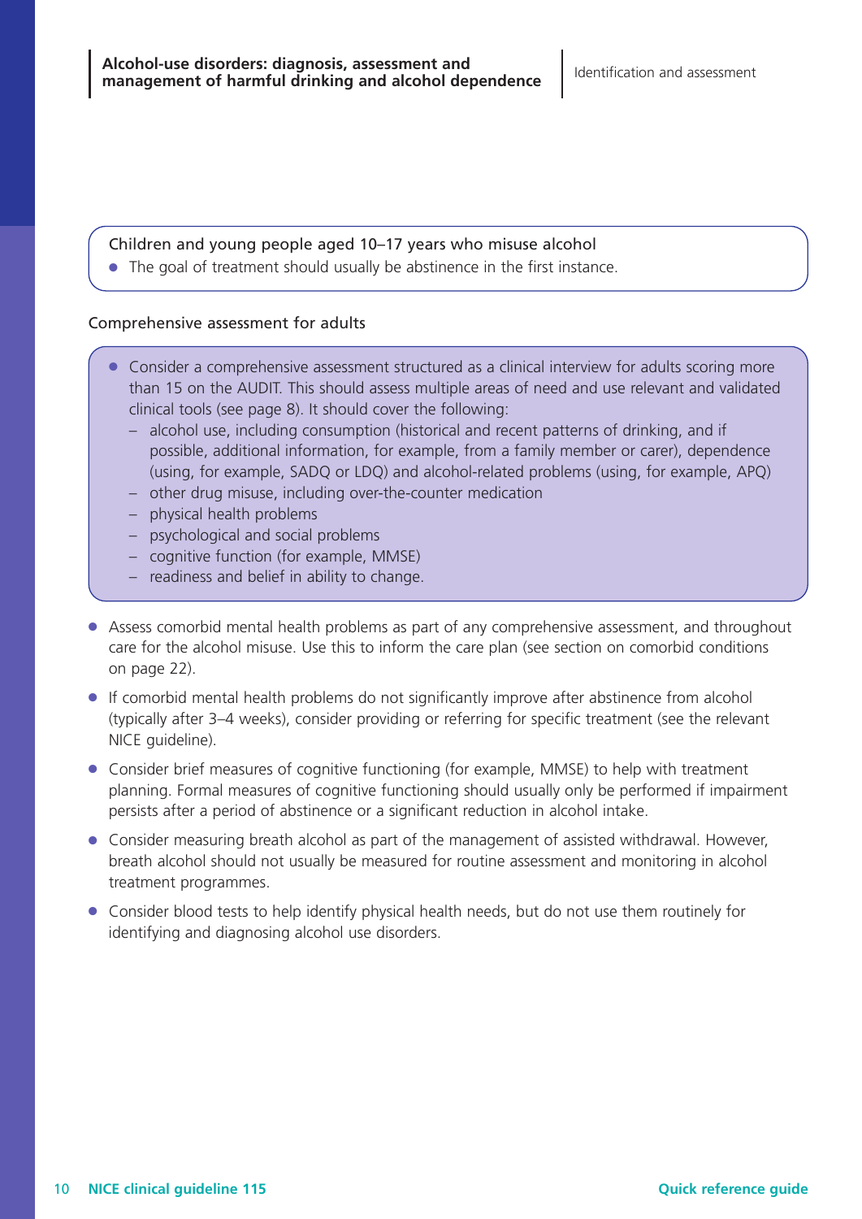Children and young people aged 10–17 years who misuse alcohol

- The goal of treatment should usually be abstinence in the first instance.

## Comprehensive assessment for adults

- Consider a comprehensive assessment structured as a clinical interview for adults scoring more than 15 on the AUDIT. This should assess multiple areas of need and use relevant and validated clinical tools (see page 8). It should cover the following:
  - alcohol use, including consumption (historical and recent patterns of drinking, and if possible, additional information, for example, from a family member or carer), dependence (using, for example, SADQ or LDQ) and alcohol-related problems (using, for example, APQ)
  - other drug misuse, including over-the-counter medication
  - physical health problems
  - psychological and social problems
  - cognitive function (for example, MMSE)
  - readiness and belief in ability to change.

- Assess comorbid mental health problems as part of any comprehensive assessment, and throughout care for the alcohol misuse. Use this to inform the care plan (see section on comorbid conditions on page 22).
- If comorbid mental health problems do not significantly improve after abstinence from alcohol (typically after 3–4 weeks), consider providing or referring for specific treatment (see the relevant NICE guideline).
- Consider brief measures of cognitive functioning (for example, MMSE) to help with treatment planning. Formal measures of cognitive functioning should usually only be performed if impairment persists after a period of abstinence or a significant reduction in alcohol intake.
- Consider measuring breath alcohol as part of the management of assisted withdrawal. However, breath alcohol should not usually be measured for routine assessment and monitoring in alcohol treatment programmes.
- Consider blood tests to help identify physical health needs, but do not use them routinely for identifying and diagnosing alcohol use disorders.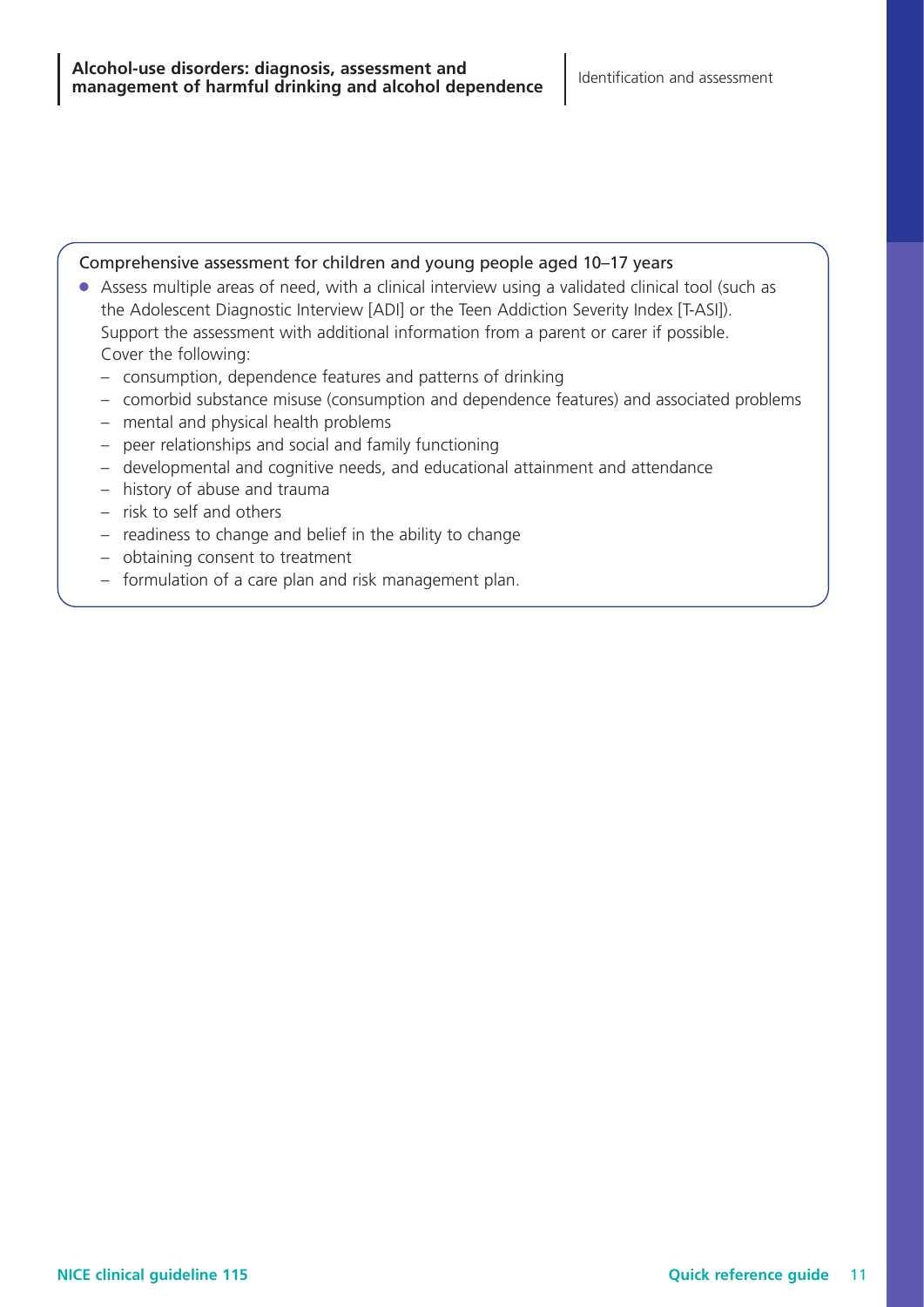Comprehensive assessment for children and young people aged 10–17 years

- Assess multiple areas of need, with a clinical interview using a validated clinical tool (such as the Adolescent Diagnostic Interview [ADI] or the Teen Addiction Severity Index [T-ASI]). Support the assessment with additional information from a parent or carer if possible. Cover the following:
  - consumption, dependence features and patterns of drinking
  - comorbid substance misuse (consumption and dependence features) and associated problems
  - mental and physical health problems
  - peer relationships and social and family functioning
  - developmental and cognitive needs, and educational attainment and attendance
  - history of abuse and trauma
  - risk to self and others
  - readiness to change and belief in the ability to change
  - obtaining consent to treatment
  - formulation of a care plan and risk management plan.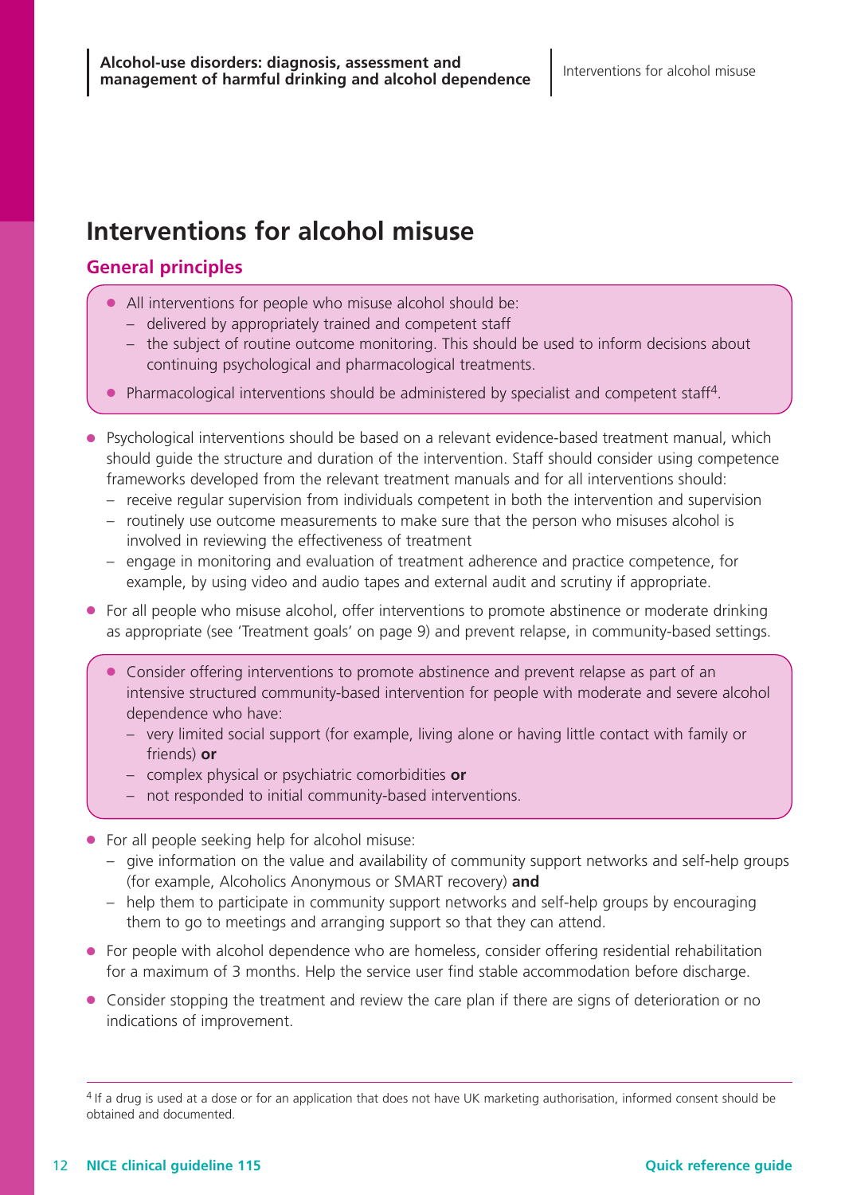# Interventions for alcohol misuse

## General principles

- All interventions for people who misuse alcohol should be:
  - delivered by appropriately trained and competent staff
  - the subject of routine outcome monitoring. This should be used to inform decisions about continuing psychological and pharmacological treatments.
- Pharmacological interventions should be administered by specialist and competent staff[4].

- Psychological interventions should be based on a relevant evidence-based treatment manual, which should guide the structure and duration of the intervention. Staff should consider using competence frameworks developed from the relevant treatment manuals and for all interventions should:
  - receive regular supervision from individuals competent in both the intervention and supervision
  - routinely use outcome measurements to make sure that the person who misuses alcohol is involved in reviewing the effectiveness of treatment
  - engage in monitoring and evaluation of treatment adherence and practice competence, for example, by using video and audio tapes and external audit and scrutiny if appropriate.
- For all people who misuse alcohol, offer interventions to promote abstinence or moderate drinking as appropriate (see 'Treatment goals' on page 9) and prevent relapse, in community-based settings.

- Consider offering interventions to promote abstinence and prevent relapse as part of an intensive structured community-based intervention for people with moderate and severe alcohol dependence who have:
  - very limited social support (for example, living alone or having little contact with family or friends) **or**
  - complex physical or psychiatric comorbidities **or**
  - not responded to initial community-based interventions.

- For all people seeking help for alcohol misuse:
  - give information on the value and availability of community support networks and self-help groups (for example, Alcoholics Anonymous or SMART recovery) **and**
  - help them to participate in community support networks and self-help groups by encouraging them to go to meetings and arranging support so that they can attend.
- For people with alcohol dependence who are homeless, consider offering residential rehabilitation for a maximum of 3 months. Help the service user find stable accommodation before discharge.
- Consider stopping the treatment and review the care plan if there are signs of deterioration or no indications of improvement.

[4] If a drug is used at a dose or for an application that does not have UK marketing authorisation, informed consent should be obtained and documented.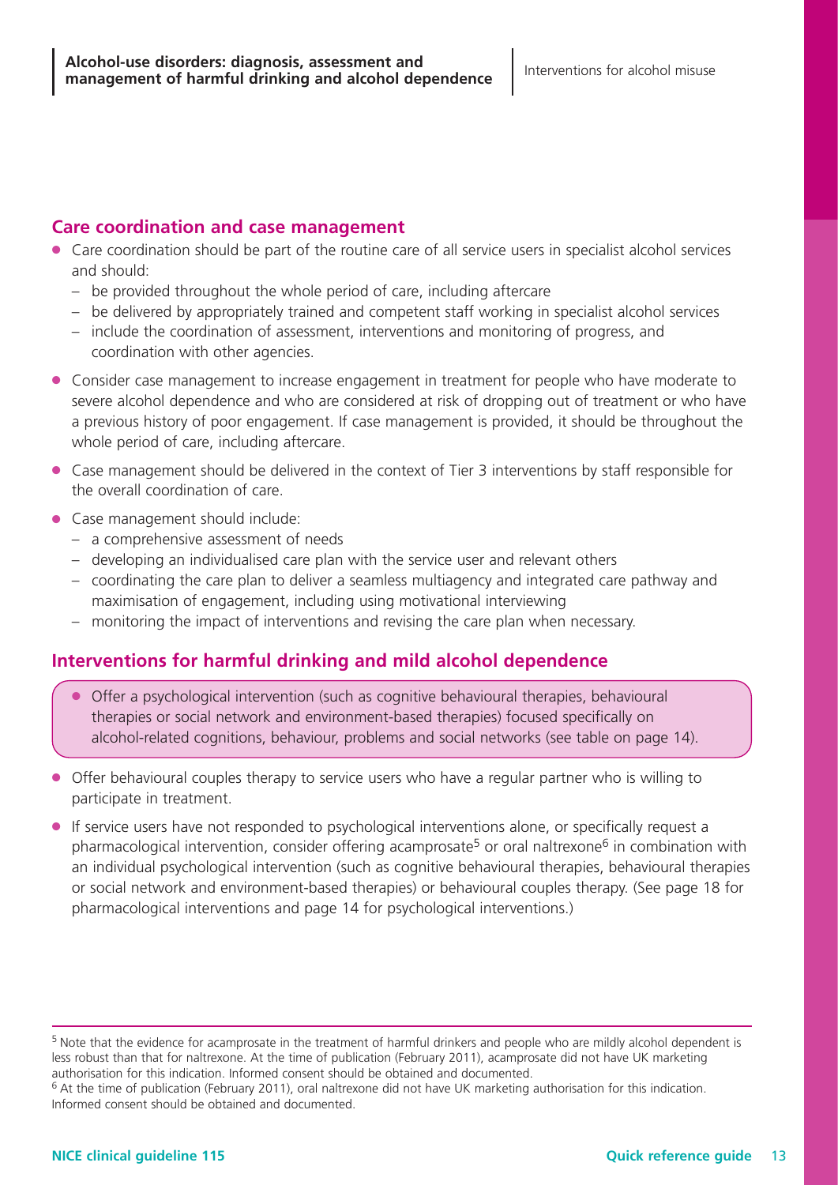## Care coordination and case management

- Care coordination should be part of the routine care of all service users in specialist alcohol services and should:
  - be provided throughout the whole period of care, including aftercare
  - be delivered by appropriately trained and competent staff working in specialist alcohol services
  - include the coordination of assessment, interventions and monitoring of progress, and coordination with other agencies.
- Consider case management to increase engagement in treatment for people who have moderate to severe alcohol dependence and who are considered at risk of dropping out of treatment or who have a previous history of poor engagement. If case management is provided, it should be throughout the whole period of care, including aftercare.
- Case management should be delivered in the context of Tier 3 interventions by staff responsible for the overall coordination of care.
- Case management should include:
  - a comprehensive assessment of needs
  - developing an individualised care plan with the service user and relevant others
  - coordinating the care plan to deliver a seamless multiagency and integrated care pathway and maximisation of engagement, including using motivational interviewing
  - monitoring the impact of interventions and revising the care plan when necessary.

## Interventions for harmful drinking and mild alcohol dependence

- Offer a psychological intervention (such as cognitive behavioural therapies, behavioural therapies or social network and environment-based therapies) focused specifically on alcohol-related cognitions, behaviour, problems and social networks (see table on page 14).
- Offer behavioural couples therapy to service users who have a regular partner who is willing to participate in treatment.
- If service users have not responded to psychological interventions alone, or specifically request a pharmacological intervention, consider offering acamprosate[5] or oral naltrexone[6] in combination with an individual psychological intervention (such as cognitive behavioural therapies, behavioural therapies or social network and environment-based therapies) or behavioural couples therapy. (See page 18 for pharmacological interventions and page 14 for psychological interventions.)

---

[5] Note that the evidence for acamprosate in the treatment of harmful drinkers and people who are mildly alcohol dependent is less robust than that for naltrexone. At the time of publication (February 2011), acamprosate did not have UK marketing authorisation for this indication. Informed consent should be obtained and documented.

[6] At the time of publication (February 2011), oral naltrexone did not have UK marketing authorisation for this indication. Informed consent should be obtained and documented.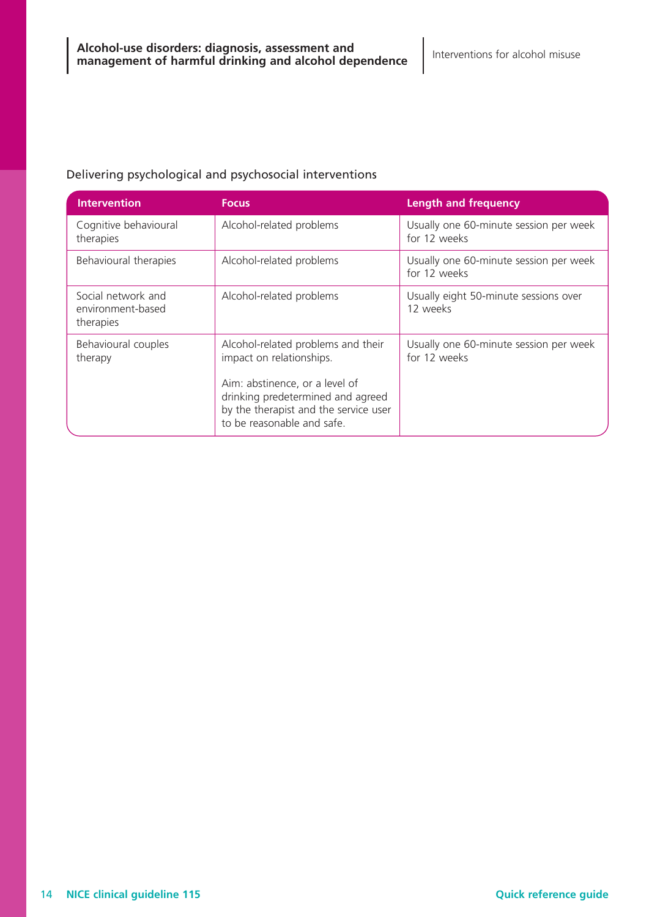Delivering psychological and psychosocial interventions

| Intervention | Focus | Length and frequency |
| --- | --- | --- |
| Cognitive behavioural therapies | Alcohol-related problems | Usually one 60-minute session per week for 12 weeks |
| Behavioural therapies | Alcohol-related problems | Usually one 60-minute session per week for 12 weeks |
| Social network and environment-based therapies | Alcohol-related problems | Usually eight 50-minute sessions over 12 weeks |
| Behavioural couples therapy | Alcohol-related problems and their impact on relationships. Aim: abstinence, or a level of drinking predetermined and agreed by the therapist and the service user to be reasonable and safe. | Usually one 60-minute session per week for 12 weeks |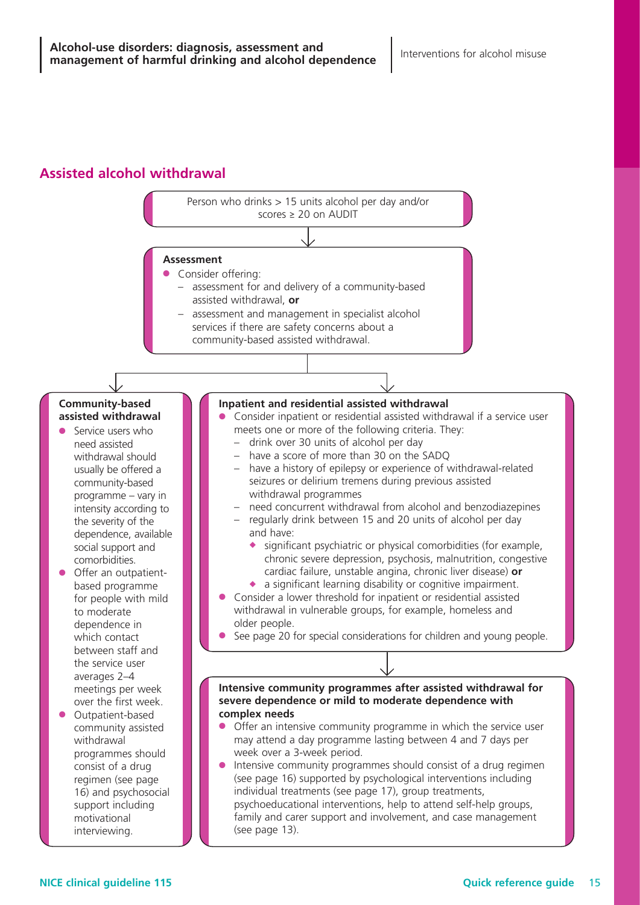## Assisted alcohol withdrawal

Person who drinks > 15 units alcohol per day and/or scores ≥ 20 on AUDIT

**Assessment**

- Consider offering:
  - assessment for and delivery of a community-based assisted withdrawal, **or**
  - assessment and management in specialist alcohol services if there are safety concerns about a community-based assisted withdrawal.

**Community-based assisted withdrawal**

- Service users who need assisted withdrawal should usually be offered a community-based programme – vary in intensity according to the severity of the dependence, available social support and comorbidities.
- Offer an outpatient-based programme for people with mild to moderate dependence in which contact between staff and the service user averages 2–4 meetings per week over the first week.
- Outpatient-based community assisted withdrawal programmes should consist of a drug regimen (see page 16) and psychosocial support including motivational interviewing.

**Inpatient and residential assisted withdrawal**

- Consider inpatient or residential assisted withdrawal if a service user meets one or more of the following criteria. They:
  - drink over 30 units of alcohol per day
  - have a score of more than 30 on the SADQ
  - have a history of epilepsy or experience of withdrawal-related seizures or delirium tremens during previous assisted withdrawal programmes
  - need concurrent withdrawal from alcohol and benzodiazepines
  - regularly drink between 15 and 20 units of alcohol per day and have:
    - significant psychiatric or physical comorbidities (for example, chronic severe depression, psychosis, malnutrition, congestive cardiac failure, unstable angina, chronic liver disease) **or**
    - a significant learning disability or cognitive impairment.
- Consider a lower threshold for inpatient or residential assisted withdrawal in vulnerable groups, for example, homeless and older people.
- See page 20 for special considerations for children and young people.

**Intensive community programmes after assisted withdrawal for severe dependence or mild to moderate dependence with complex needs**

- Offer an intensive community programme in which the service user may attend a day programme lasting between 4 and 7 days per week over a 3-week period.
- Intensive community programmes should consist of a drug regimen (see page 16) supported by psychological interventions including individual treatments (see page 17), group treatments, psychoeducational interventions, help to attend self-help groups, family and carer support and involvement, and case management (see page 13).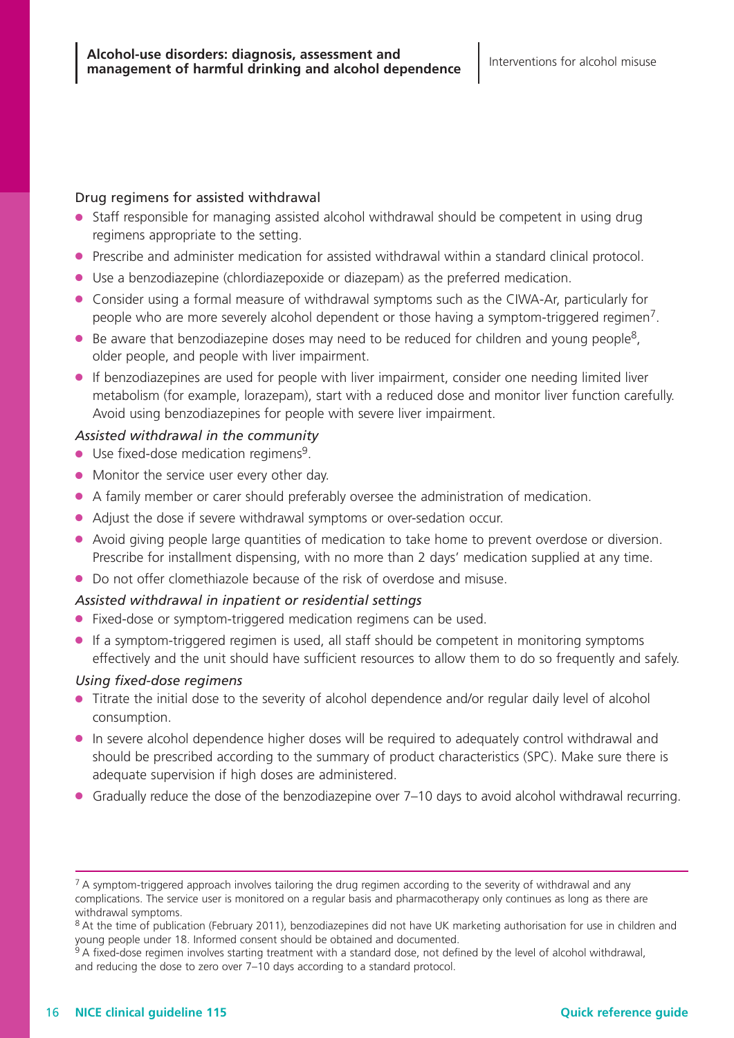## Drug regimens for assisted withdrawal

- Staff responsible for managing assisted alcohol withdrawal should be competent in using drug regimens appropriate to the setting.
- Prescribe and administer medication for assisted withdrawal within a standard clinical protocol.
- Use a benzodiazepine (chlordiazepoxide or diazepam) as the preferred medication.
- Consider using a formal measure of withdrawal symptoms such as the CIWA-Ar, particularly for people who are more severely alcohol dependent or those having a symptom-triggered regimen[7].
- Be aware that benzodiazepine doses may need to be reduced for children and young people[8], older people, and people with liver impairment.
- If benzodiazepines are used for people with liver impairment, consider one needing limited liver metabolism (for example, lorazepam), start with a reduced dose and monitor liver function carefully. Avoid using benzodiazepines for people with severe liver impairment.

### *Assisted withdrawal in the community*

- Use fixed-dose medication regimens[9].
- Monitor the service user every other day.
- A family member or carer should preferably oversee the administration of medication.
- Adjust the dose if severe withdrawal symptoms or over-sedation occur.
- Avoid giving people large quantities of medication to take home to prevent overdose or diversion. Prescribe for installment dispensing, with no more than 2 days' medication supplied at any time.
- Do not offer clomethiazole because of the risk of overdose and misuse.

### *Assisted withdrawal in inpatient or residential settings*

- Fixed-dose or symptom-triggered medication regimens can be used.
- If a symptom-triggered regimen is used, all staff should be competent in monitoring symptoms effectively and the unit should have sufficient resources to allow them to do so frequently and safely.

### *Using fixed-dose regimens*

- Titrate the initial dose to the severity of alcohol dependence and/or regular daily level of alcohol consumption.
- In severe alcohol dependence higher doses will be required to adequately control withdrawal and should be prescribed according to the summary of product characteristics (SPC). Make sure there is adequate supervision if high doses are administered.
- Gradually reduce the dose of the benzodiazepine over 7–10 days to avoid alcohol withdrawal recurring.

---

[7] A symptom-triggered approach involves tailoring the drug regimen according to the severity of withdrawal and any complications. The service user is monitored on a regular basis and pharmacotherapy only continues as long as there are withdrawal symptoms.

[8] At the time of publication (February 2011), benzodiazepines did not have UK marketing authorisation for use in children and young people under 18. Informed consent should be obtained and documented.

[9] A fixed-dose regimen involves starting treatment with a standard dose, not defined by the level of alcohol withdrawal, and reducing the dose to zero over 7–10 days according to a standard protocol.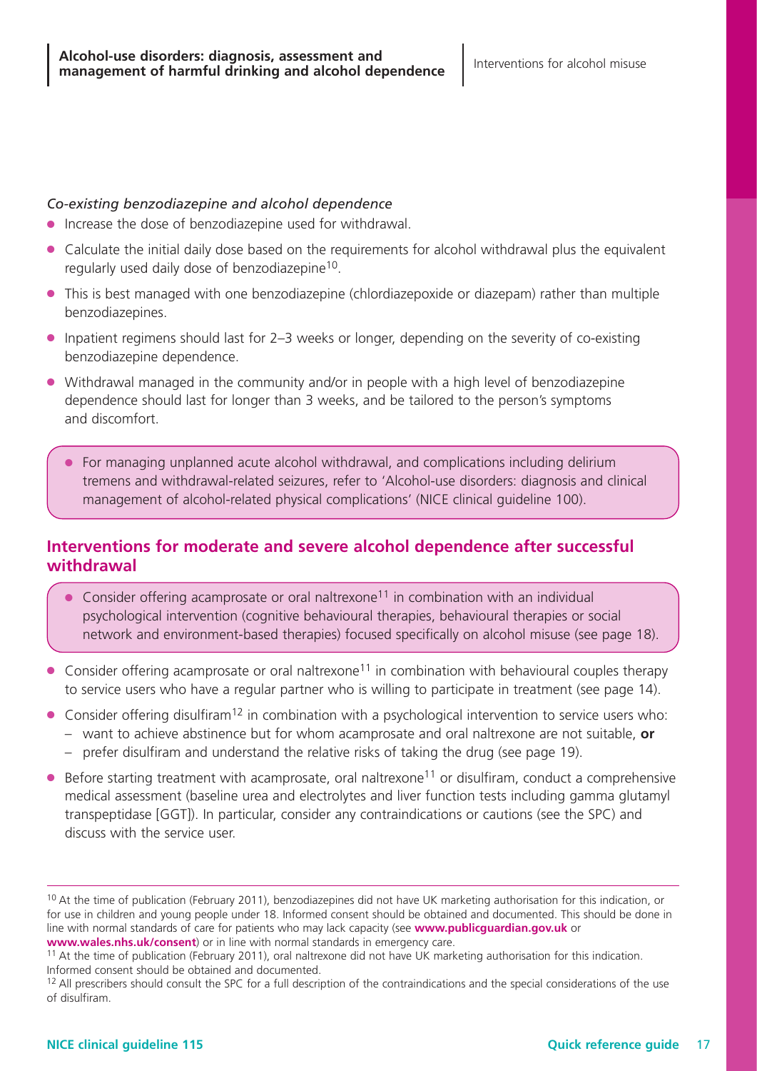*Co-existing benzodiazepine and alcohol dependence*

- Increase the dose of benzodiazepine used for withdrawal.
- Calculate the initial daily dose based on the requirements for alcohol withdrawal plus the equivalent regularly used daily dose of benzodiazepine[10].
- This is best managed with one benzodiazepine (chlordiazepoxide or diazepam) rather than multiple benzodiazepines.
- Inpatient regimens should last for 2–3 weeks or longer, depending on the severity of co-existing benzodiazepine dependence.
- Withdrawal managed in the community and/or in people with a high level of benzodiazepine dependence should last for longer than 3 weeks, and be tailored to the person's symptoms and discomfort.

- For managing unplanned acute alcohol withdrawal, and complications including delirium tremens and withdrawal-related seizures, refer to 'Alcohol-use disorders: diagnosis and clinical management of alcohol-related physical complications' (NICE clinical guideline 100).

## Interventions for moderate and severe alcohol dependence after successful withdrawal

- Consider offering acamprosate or oral naltrexone[11] in combination with an individual psychological intervention (cognitive behavioural therapies, behavioural therapies or social network and environment-based therapies) focused specifically on alcohol misuse (see page 18).

- Consider offering acamprosate or oral naltrexone[11] in combination with behavioural couples therapy to service users who have a regular partner who is willing to participate in treatment (see page 14).
- Consider offering disulfiram[12] in combination with a psychological intervention to service users who:
  - want to achieve abstinence but for whom acamprosate and oral naltrexone are not suitable, **or**
  - prefer disulfiram and understand the relative risks of taking the drug (see page 19).
- Before starting treatment with acamprosate, oral naltrexone[11] or disulfiram, conduct a comprehensive medical assessment (baseline urea and electrolytes and liver function tests including gamma glutamyl transpeptidase [GGT]). In particular, consider any contraindications or cautions (see the SPC) and discuss with the service user.

---

[10] At the time of publication (February 2011), benzodiazepines did not have UK marketing authorisation for this indication, or for use in children and young people under 18. Informed consent should be obtained and documented. This should be done in line with normal standards of care for patients who may lack capacity (see **www.publicguardian.gov.uk** or **www.wales.nhs.uk/consent**) or in line with normal standards in emergency care.

[11] At the time of publication (February 2011), oral naltrexone did not have UK marketing authorisation for this indication. Informed consent should be obtained and documented.

[12] All prescribers should consult the SPC for a full description of the contraindications and the special considerations of the use of disulfiram.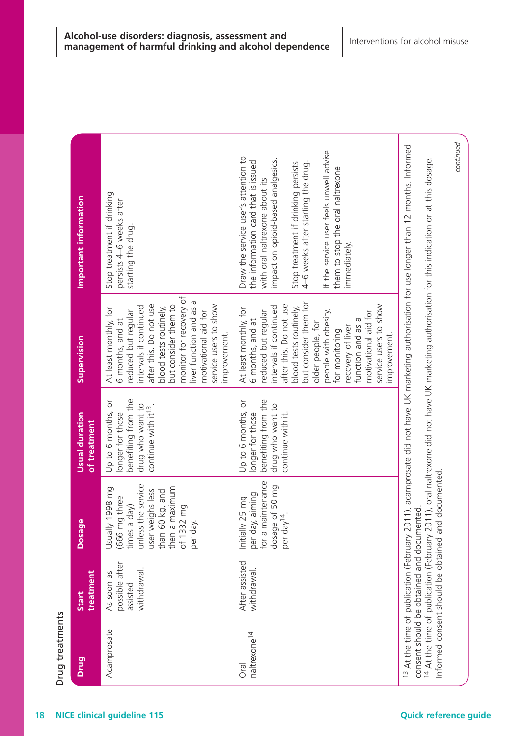Drug treatments

| Drug | Start treatment | Dosage | Usual duration of treatment | Supervision | Important information |
|---|---|---|---|---|---|
| Acamprosate | As soon as possible after assisted withdrawal. | Usually 1998 mg (666 mg three times a day) unless the service user weighs less than 60 kg, and then a maximum of 1332 mg per day. | Up to 6 months, or longer for those benefiting from the drug who want to continue with it[13]. | At least monthly, for 6 months, and at reduced but regular intervals if continued after this. Do not use blood tests routinely, but consider them to monitor for recovery of liver function and as a motivational aid for service users to show improvement. | Stop treatment if drinking persists 4–6 weeks after starting the drug. |
| Oral naltrexone[14] | After assisted withdrawal. | Initially 25 mg per day, aiming for a maintenance dosage of 50 mg per day[14]. | Up to 6 months, or longer for those benefiting from the drug who want to continue with it. | At least monthly, for 6 months, and at reduced but regular intervals if continued after this. Do not use blood tests routinely, but consider them for older people, for people with obesity, for monitoring recovery of liver function and as a motivational aid for service users to show improvement. | Draw the service user's attention to the information card that is issued with oral naltrexone about its impact on opioid-based analgesics. Stop treatment if drinking persists 4–6 weeks after starting the drug. If the service user feels unwell advise them to stop the oral naltrexone immediately. |

[13] At the time of publication (February 2011), acamprosate did not have UK marketing authorisation for use longer than 12 months. Informed consent should be obtained and documented.

[14] At the time of publication (February 2011), oral naltrexone did not have UK marketing authorisation for this indication or at this dosage. Informed consent should be obtained and documented.

*continued*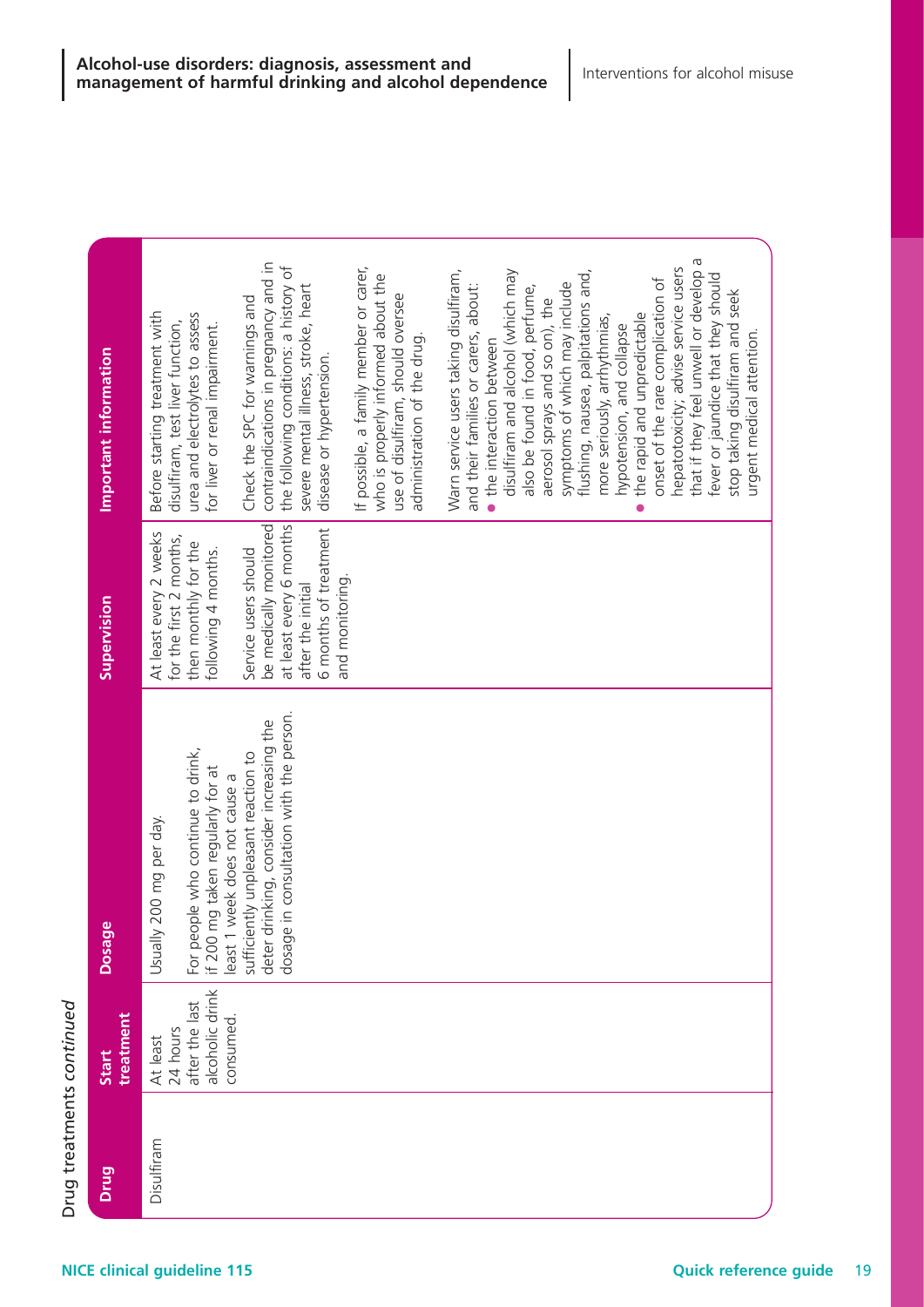Drug treatments *continued*

| Drug | Start treatment | Dosage | Supervision | Important information |
| --- | --- | --- | --- | --- |
| Disulfiram | At least 24 hours after the last alcoholic drink consumed. | Usually 200 mg per day.<br><br>For people who continue to drink, if 200 mg taken regularly for at least 1 week does not cause a sufficiently unpleasant reaction to deter drinking, consider increasing the dosage in consultation with the person. | At least every 2 weeks for the first 2 months, then monthly for the following 4 months.<br><br>Service users should be medically monitored at least every 6 months after the initial 6 months of treatment and monitoring. | Before starting treatment with disulfiram, test liver function, urea and electrolytes to assess for liver or renal impairment.<br><br>Check the SPC for warnings and contraindications in pregnancy and in the following conditions: a history of severe mental illness, stroke, heart disease or hypertension.<br><br>If possible, a family member or carer, who is properly informed about the use of disulfiram, should oversee administration of the drug.<br><br>Warn service users taking disulfiram, and their families or carers, about:<br>• the interaction between disulfiram and alcohol (which may also be found in food, perfume, aerosol sprays and so on), the symptoms of which may include flushing, nausea, palpitations and, more seriously, arrhythmias, hypotension, and collapse<br>• the rapid and unpredictable onset of the rare complication of hepatotoxicity; advise service users that if they feel unwell or develop a fever or jaundice that they should stop taking disulfiram and seek urgent medical attention. |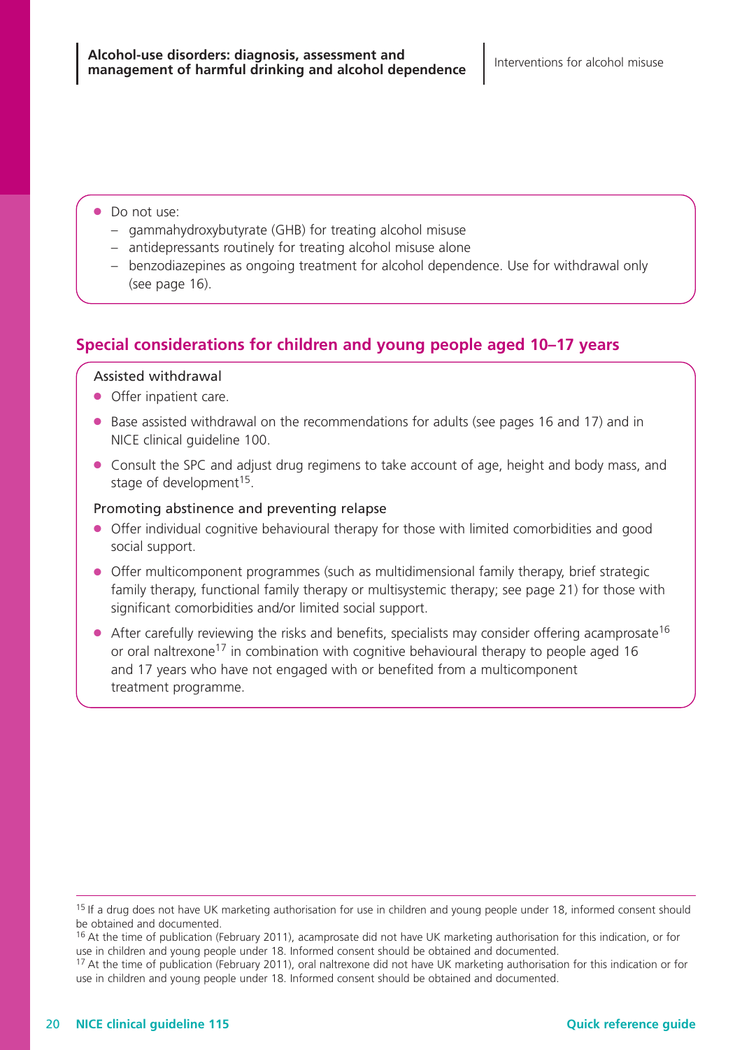- Do not use:
  - gammahydroxybutyrate (GHB) for treating alcohol misuse
  - antidepressants routinely for treating alcohol misuse alone
  - benzodiazepines as ongoing treatment for alcohol dependence. Use for withdrawal only (see page 16).

## Special considerations for children and young people aged 10–17 years

Assisted withdrawal

- Offer inpatient care.
- Base assisted withdrawal on the recommendations for adults (see pages 16 and 17) and in NICE clinical guideline 100.
- Consult the SPC and adjust drug regimens to take account of age, height and body mass, and stage of development[15].

Promoting abstinence and preventing relapse

- Offer individual cognitive behavioural therapy for those with limited comorbidities and good social support.
- Offer multicomponent programmes (such as multidimensional family therapy, brief strategic family therapy, functional family therapy or multisystemic therapy; see page 21) for those with significant comorbidities and/or limited social support.
- After carefully reviewing the risks and benefits, specialists may consider offering acamprosate[16] or oral naltrexone[17] in combination with cognitive behavioural therapy to people aged 16 and 17 years who have not engaged with or benefited from a multicomponent treatment programme.

---

[15] If a drug does not have UK marketing authorisation for use in children and young people under 18, informed consent should be obtained and documented.

[16] At the time of publication (February 2011), acamprosate did not have UK marketing authorisation for this indication, or for use in children and young people under 18. Informed consent should be obtained and documented.

[17] At the time of publication (February 2011), oral naltrexone did not have UK marketing authorisation for this indication or for use in children and young people under 18. Informed consent should be obtained and documented.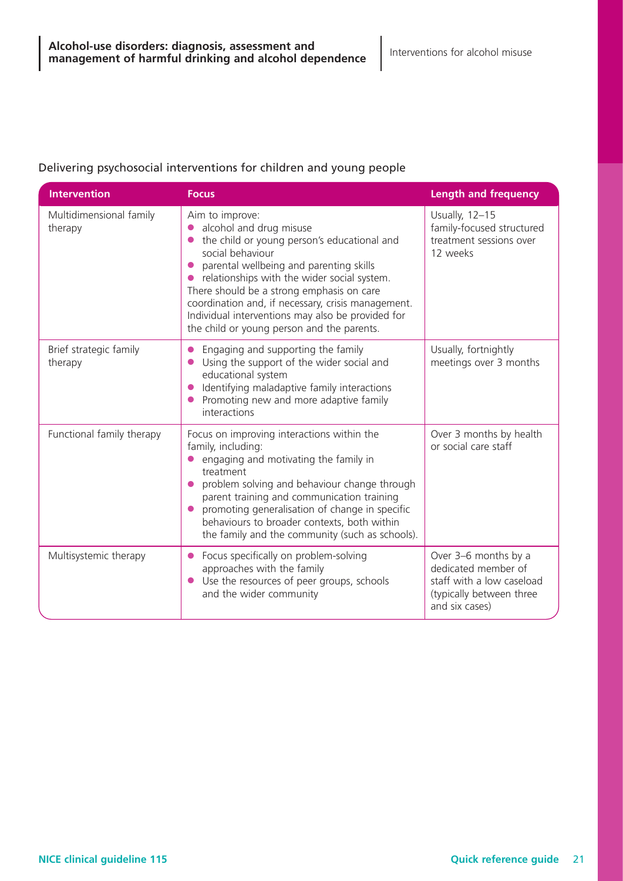## Delivering psychosocial interventions for children and young people

| Intervention | Focus | Length and frequency |
| --- | --- | --- |
| Multidimensional family therapy | Aim to improve:<br>• alcohol and drug misuse<br>• the child or young person's educational and social behaviour<br>• parental wellbeing and parenting skills<br>• relationships with the wider social system.<br>There should be a strong emphasis on care coordination and, if necessary, crisis management. Individual interventions may also be provided for the child or young person and the parents. | Usually, 12–15 family-focused structured treatment sessions over 12 weeks |
| Brief strategic family therapy | • Engaging and supporting the family<br>• Using the support of the wider social and educational system<br>• Identifying maladaptive family interactions<br>• Promoting new and more adaptive family interactions | Usually, fortnightly meetings over 3 months |
| Functional family therapy | Focus on improving interactions within the family, including:<br>• engaging and motivating the family in treatment<br>• problem solving and behaviour change through parent training and communication training<br>• promoting generalisation of change in specific behaviours to broader contexts, both within the family and the community (such as schools). | Over 3 months by health or social care staff |
| Multisystemic therapy | • Focus specifically on problem-solving approaches with the family<br>• Use the resources of peer groups, schools and the wider community | Over 3–6 months by a dedicated member of staff with a low caseload (typically between three and six cases) |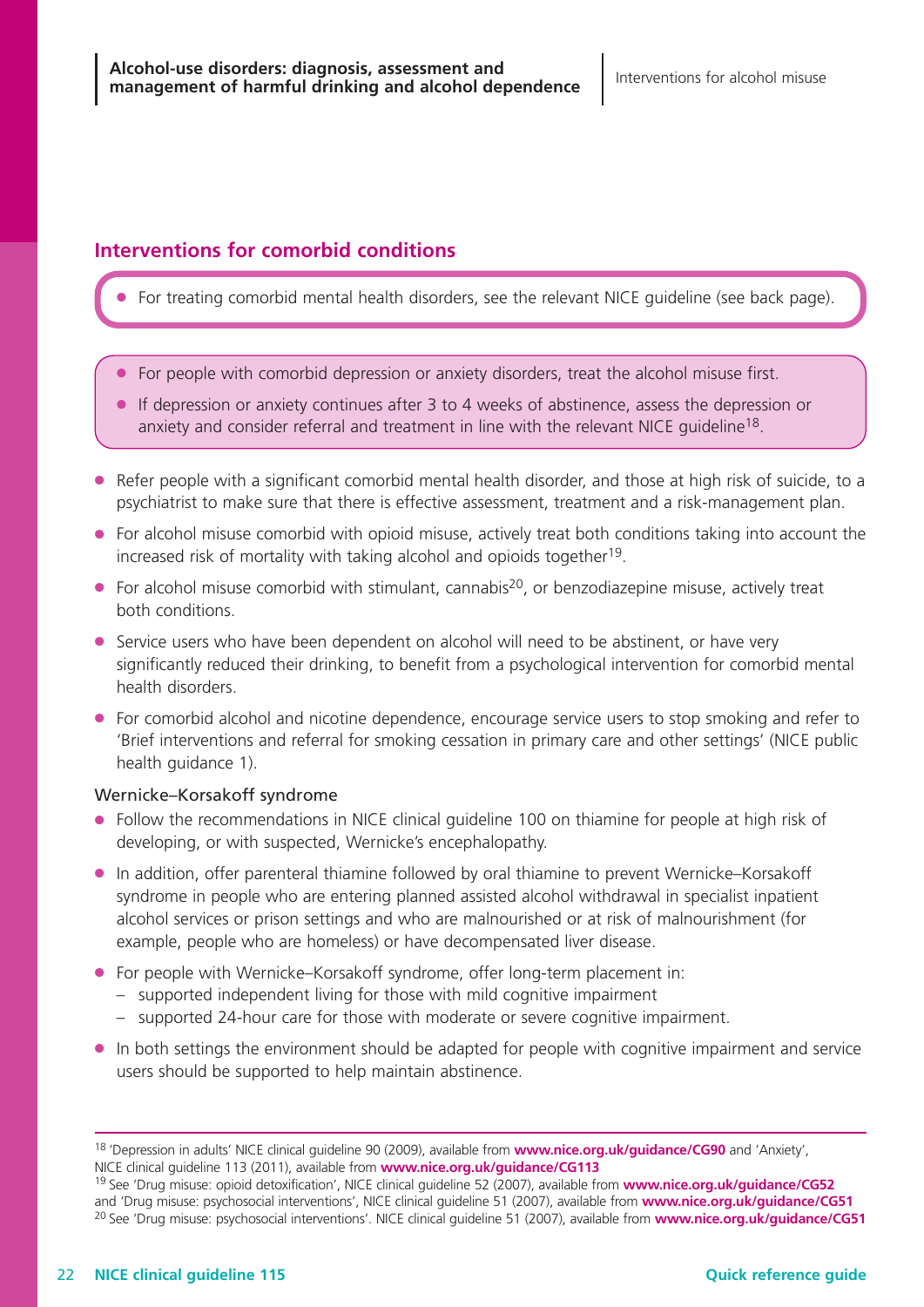## Interventions for comorbid conditions

- For treating comorbid mental health disorders, see the relevant NICE guideline (see back page).

- For people with comorbid depression or anxiety disorders, treat the alcohol misuse first.
- If depression or anxiety continues after 3 to 4 weeks of abstinence, assess the depression or anxiety and consider referral and treatment in line with the relevant NICE guideline[18].

- Refer people with a significant comorbid mental health disorder, and those at high risk of suicide, to a psychiatrist to make sure that there is effective assessment, treatment and a risk-management plan.
- For alcohol misuse comorbid with opioid misuse, actively treat both conditions taking into account the increased risk of mortality with taking alcohol and opioids together[19].
- For alcohol misuse comorbid with stimulant, cannabis[20], or benzodiazepine misuse, actively treat both conditions.
- Service users who have been dependent on alcohol will need to be abstinent, or have very significantly reduced their drinking, to benefit from a psychological intervention for comorbid mental health disorders.
- For comorbid alcohol and nicotine dependence, encourage service users to stop smoking and refer to 'Brief interventions and referral for smoking cessation in primary care and other settings' (NICE public health guidance 1).

### Wernicke–Korsakoff syndrome

- Follow the recommendations in NICE clinical guideline 100 on thiamine for people at high risk of developing, or with suspected, Wernicke's encephalopathy.
- In addition, offer parenteral thiamine followed by oral thiamine to prevent Wernicke–Korsakoff syndrome in people who are entering planned assisted alcohol withdrawal in specialist inpatient alcohol services or prison settings and who are malnourished or at risk of malnourishment (for example, people who are homeless) or have decompensated liver disease.
- For people with Wernicke–Korsakoff syndrome, offer long-term placement in:
  - supported independent living for those with mild cognitive impairment
  - supported 24-hour care for those with moderate or severe cognitive impairment.
- In both settings the environment should be adapted for people with cognitive impairment and service users should be supported to help maintain abstinence.

---

[18] 'Depression in adults' NICE clinical guideline 90 (2009), available from **www.nice.org.uk/guidance/CG90** and 'Anxiety', NICE clinical guideline 113 (2011), available from **www.nice.org.uk/guidance/CG113**

[19] See 'Drug misuse: opioid detoxification', NICE clinical guideline 52 (2007), available from **www.nice.org.uk/guidance/CG52** and 'Drug misuse: psychosocial interventions', NICE clinical guideline 51 (2007), available from **www.nice.org.uk/guidance/CG51**

[20] See 'Drug misuse: psychosocial interventions'. NICE clinical guideline 51 (2007), available from **www.nice.org.uk/guidance/CG51**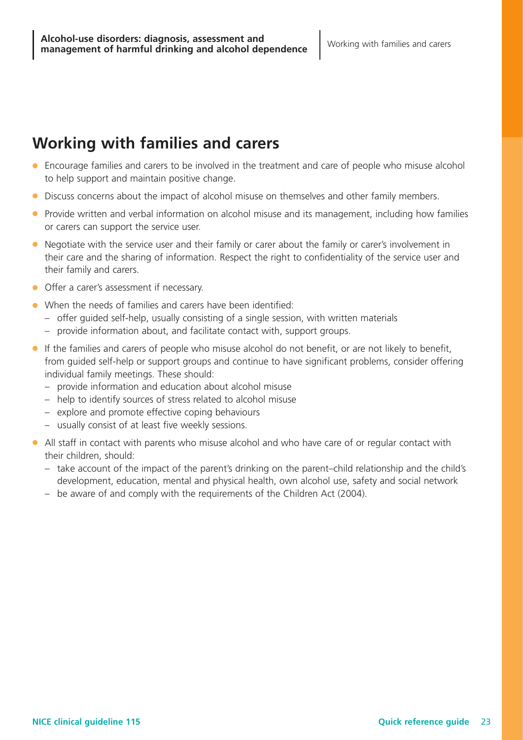## Working with families and carers

- Encourage families and carers to be involved in the treatment and care of people who misuse alcohol to help support and maintain positive change.
- Discuss concerns about the impact of alcohol misuse on themselves and other family members.
- Provide written and verbal information on alcohol misuse and its management, including how families or carers can support the service user.
- Negotiate with the service user and their family or carer about the family or carer's involvement in their care and the sharing of information. Respect the right to confidentiality of the service user and their family and carers.
- Offer a carer's assessment if necessary.
- When the needs of families and carers have been identified:
  - offer guided self-help, usually consisting of a single session, with written materials
  - provide information about, and facilitate contact with, support groups.
- If the families and carers of people who misuse alcohol do not benefit, or are not likely to benefit, from guided self-help or support groups and continue to have significant problems, consider offering individual family meetings. These should:
  - provide information and education about alcohol misuse
  - help to identify sources of stress related to alcohol misuse
  - explore and promote effective coping behaviours
  - usually consist of at least five weekly sessions.
- All staff in contact with parents who misuse alcohol and who have care of or regular contact with their children, should:
  - take account of the impact of the parent's drinking on the parent–child relationship and the child's development, education, mental and physical health, own alcohol use, safety and social network
  - be aware of and comply with the requirements of the Children Act (2004).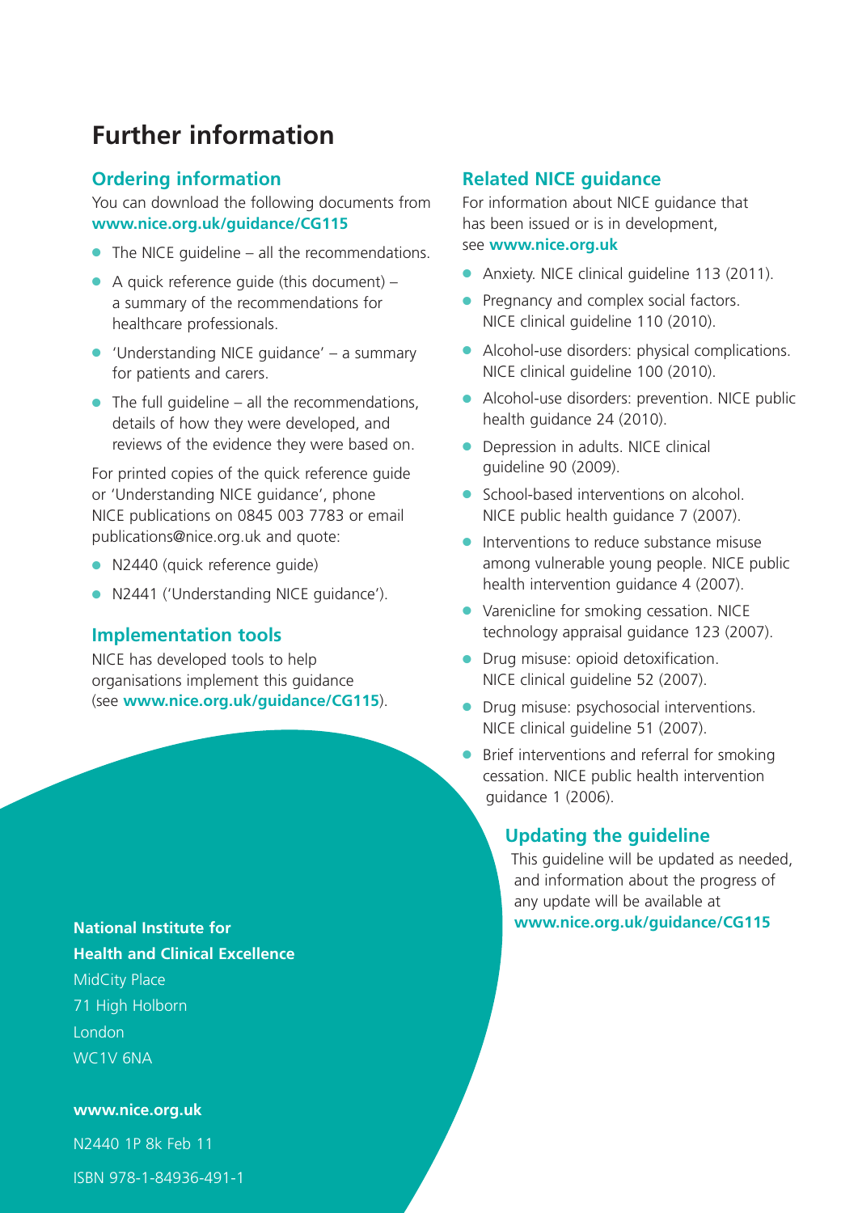# Further information

## Ordering information

You can download the following documents from **www.nice.org.uk/guidance/CG115**

- The NICE guideline – all the recommendations.
- A quick reference guide (this document) – a summary of the recommendations for healthcare professionals.
- 'Understanding NICE guidance' – a summary for patients and carers.
- The full guideline – all the recommendations, details of how they were developed, and reviews of the evidence they were based on.

For printed copies of the quick reference guide or 'Understanding NICE guidance', phone NICE publications on 0845 003 7783 or email publications@nice.org.uk and quote:

- N2440 (quick reference guide)
- N2441 ('Understanding NICE guidance').

## Implementation tools

NICE has developed tools to help organisations implement this guidance (see **www.nice.org.uk/guidance/CG115**).

## Related NICE guidance

For information about NICE guidance that has been issued or is in development, see **www.nice.org.uk**

- Anxiety. NICE clinical guideline 113 (2011).
- Pregnancy and complex social factors. NICE clinical guideline 110 (2010).
- Alcohol-use disorders: physical complications. NICE clinical guideline 100 (2010).
- Alcohol-use disorders: prevention. NICE public health guidance 24 (2010).
- Depression in adults. NICE clinical guideline 90 (2009).
- School-based interventions on alcohol. NICE public health guidance 7 (2007).
- Interventions to reduce substance misuse among vulnerable young people. NICE public health intervention guidance 4 (2007).
- Varenicline for smoking cessation. NICE technology appraisal guidance 123 (2007).
- Drug misuse: opioid detoxification. NICE clinical guideline 52 (2007).
- Drug misuse: psychosocial interventions. NICE clinical guideline 51 (2007).
- Brief interventions and referral for smoking cessation. NICE public health intervention guidance 1 (2006).

## Updating the guideline

This guideline will be updated as needed, and information about the progress of any update will be available at **www.nice.org.uk/guidance/CG115**

**National Institute for Health and Clinical Excellence**
MidCity Place
71 High Holborn
London
WC1V 6NA

**www.nice.org.uk**

N2440 1P 8k Feb 11

ISBN 978-1-84936-491-1